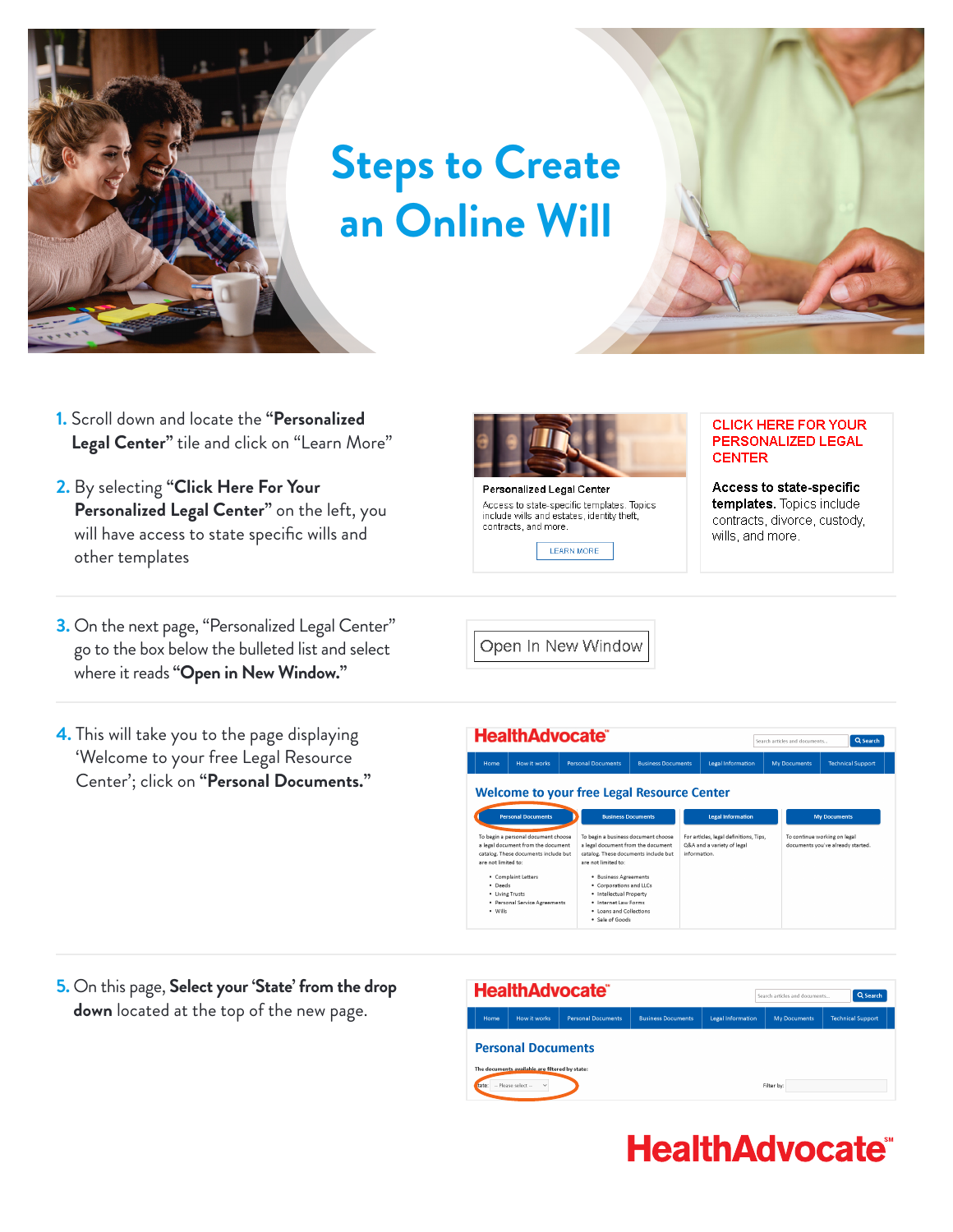# Steps to Create an Online Will

1. Scroll down and locate the **"Personalized Legal Center"** tile and click on "Learn More"

2. By selecting **"Click Here For Your Personalized Legal Center"** on the left, you will have access to state specific wills and other templates

Personalized Legal Center

Access to state-specific templates. Topics include wills and estates, identity theft, contracts, and more.

LEARN MORE

CLICK HERE FOR YOUR PERSONALIZED LEGAL CENTER

**Access to state-specific templates.** Topics include contracts, divorce, custody, wills, and more.

3. On the next page, "Personalized Legal Center" go to the box below the bulleted list and select where it reads **"Open in New Window."**

Open In New Window

4. This will take you to the page displaying 'Welcome to your free Legal Resource Center'; click on **"Personal Documents."**

5. On this page, **Select your 'State' from the drop down** located at the top of the new page.

HealthAdvocate℠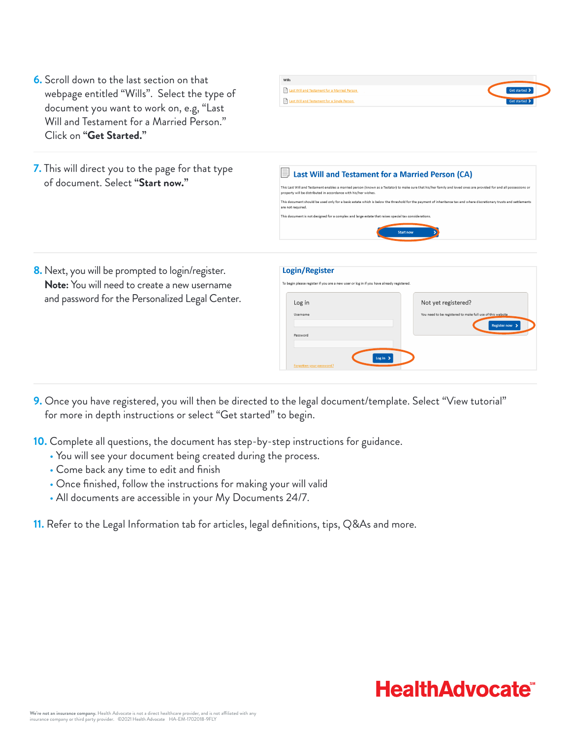6. Scroll down to the last section on that webpage entitled "Wills". Select the type of document you want to work on, e.g, "Last Will and Testament for a Married Person." Click on **"Get Started."**

7. This will direct you to the page for that type of document. Select **"Start now."**

8. Next, you will be prompted to login/register. **Note:** You will need to create a new username and password for the Personalized Legal Center.

9. Once you have registered, you will then be directed to the legal document/template. Select "View tutorial" for more in depth instructions or select "Get started" to begin.

10. Complete all questions, the document has step-by-step instructions for guidance.
    - You will see your document being created during the process.
    - Come back any time to edit and finish
    - Once finished, follow the instructions for making your will valid
    - All documents are accessible in your My Documents 24/7.

11. Refer to the Legal Information tab for articles, legal definitions, tips, Q&As and more.

HealthAdvocate℠

**We're not an insurance company.** Health Advocate is not a direct healthcare provider, and is not affiliated with any insurance company or third party provider. ©2021 Health Advocate HA-EM-1702018-9FLY